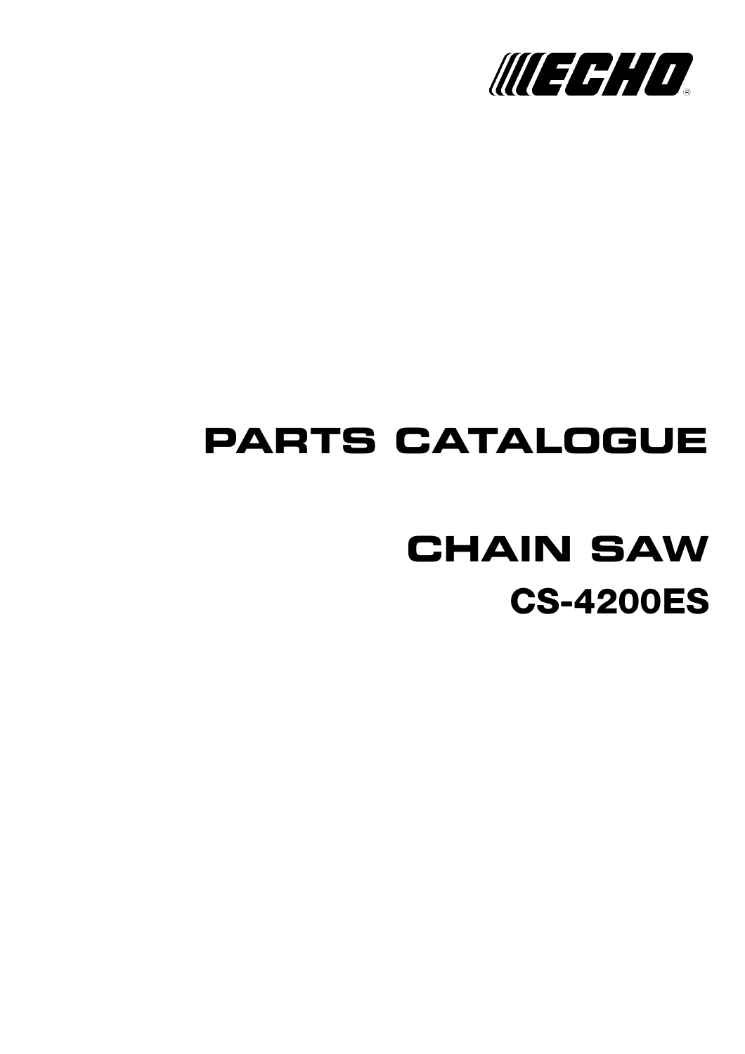ECHO®

# PARTS CATALOGUE

# CHAIN SAW

## CS-4200ES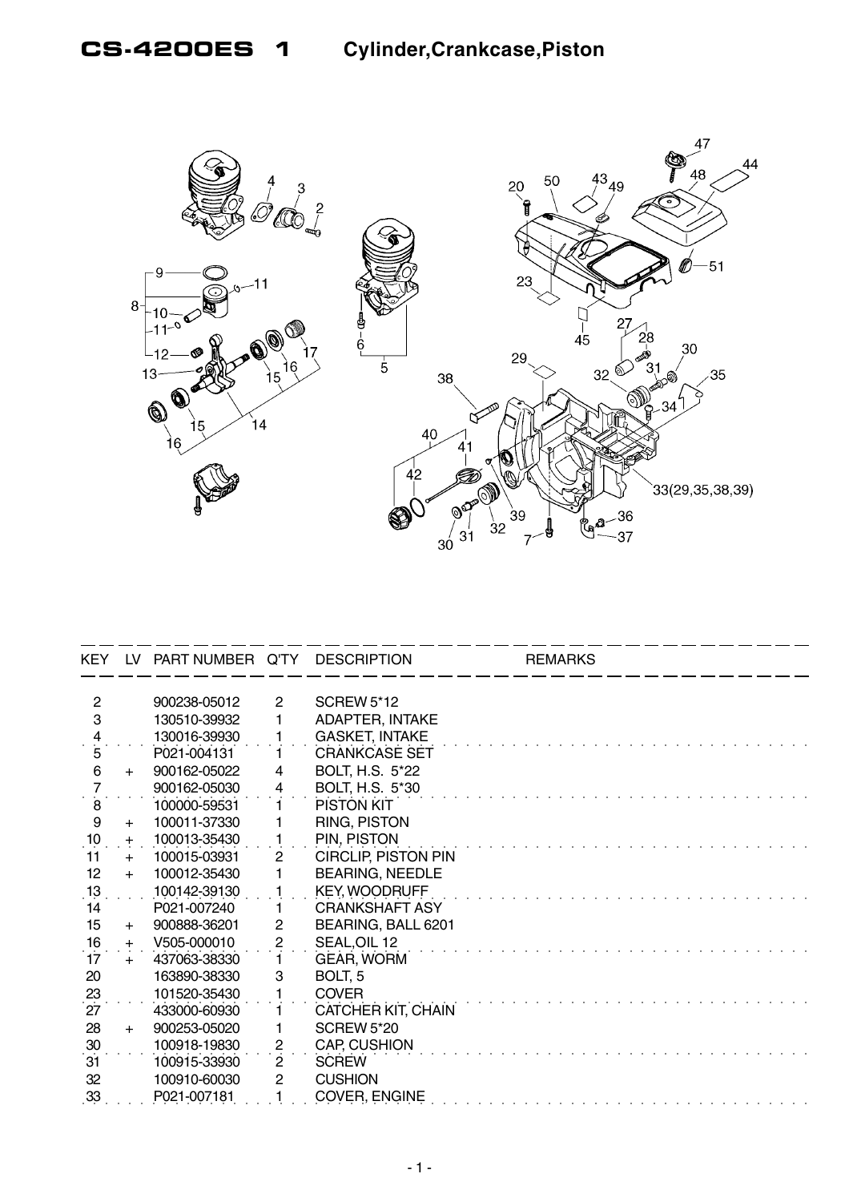# CS-4200ES 1 Cylinder,Crankcase,Piston

| KEY | LV | PART NUMBER | Q'TY | DESCRIPTION | REMARKS |
|---|---|---|---|---|---|
| 2 | | 900238-05012 | 2 | SCREW 5*12 | |
| 3 | | 130510-39932 | 1 | ADAPTER, INTAKE | |
| 4 | | 130016-39930 | 1 | GASKET, INTAKE | |
| 5 | | P021-004131 | 1 | CRANKCASE SET | |
| 6 | + | 900162-05022 | 4 | BOLT, H.S. 5*22 | |
| 7 | | 900162-05030 | 4 | BOLT, H.S. 5*30 | |
| 8 | | 100000-59531 | 1 | PISTON KIT | |
| 9 | + | 100011-37330 | 1 | RING, PISTON | |
| 10 | + | 100013-35430 | 1 | PIN, PISTON | |
| 11 | + | 100015-03931 | 2 | CIRCLIP, PISTON PIN | |
| 12 | + | 100012-35430 | 1 | BEARING, NEEDLE | |
| 13 | | 100142-39130 | 1 | KEY, WOODRUFF | |
| 14 | | P021-007240 | 1 | CRANKSHAFT ASY | |
| 15 | + | 900888-36201 | 2 | BEARING, BALL 6201 | |
| 16 | + | V505-000010 | 2 | SEAL,OIL 12 | |
| 17 | + | 437063-38330 | 1 | GEAR, WORM | |
| 20 | | 163890-38330 | 3 | BOLT, 5 | |
| 23 | | 101520-35430 | 1 | COVER | |
| 27 | | 433000-60930 | 1 | CATCHER KIT, CHAIN | |
| 28 | + | 900253-05020 | 1 | SCREW 5*20 | |
| 30 | | 100918-19830 | 2 | CAP, CUSHION | |
| 31 | | 100915-33930 | 2 | SCREW | |
| 32 | | 100910-60030 | 2 | CUSHION | |
| 33 | | P021-007181 | 1 | COVER, ENGINE | |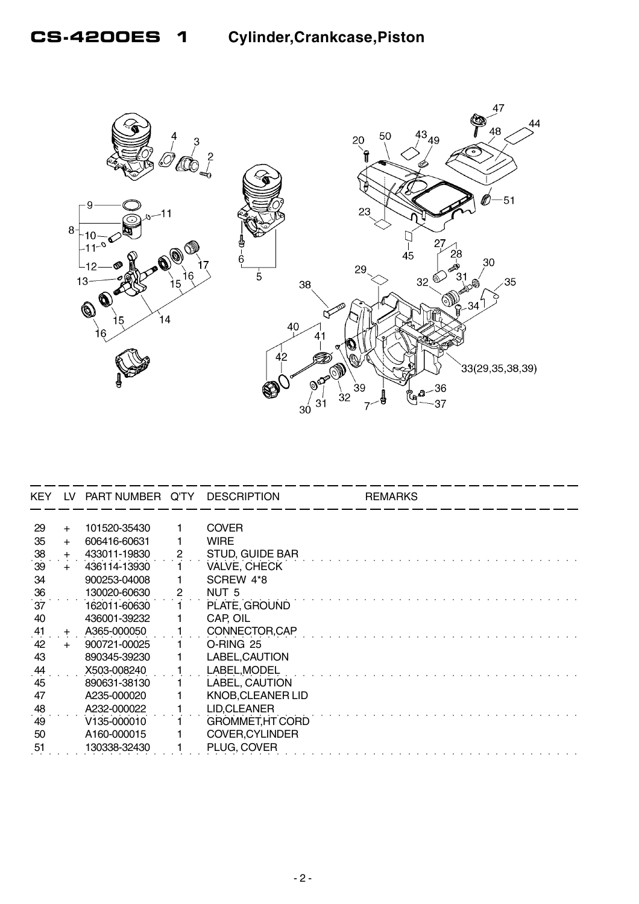# CS-4200ES 1 Cylinder,Crankcase,Piston

| KEY | LV | PART NUMBER | Q'TY | DESCRIPTION | REMARKS |
|---|---|---|---|---|---|
| 29 | + | 101520-35430 | 1 | COVER | |
| 35 | + | 606416-60631 | 1 | WIRE | |
| 38 | + | 433011-19830 | 2 | STUD, GUIDE BAR | |
| 39 | + | 436114-13930 | 1 | VALVE, CHECK | |
| 34 | | 900253-04008 | 1 | SCREW 4*8 | |
| 36 | | 130020-60630 | 2 | NUT 5 | |
| 37 | | 162011-60630 | 1 | PLATE, GROUND | |
| 40 | | 436001-39232 | 1 | CAP, OIL | |
| 41 | + | A365-000050 | 1 | CONNECTOR,CAP | |
| 42 | + | 900721-00025 | 1 | O-RING 25 | |
| 43 | | 890345-39230 | 1 | LABEL,CAUTION | |
| 44 | | X503-008240 | 1 | LABEL,MODEL | |
| 45 | | 890631-38130 | 1 | LABEL, CAUTION | |
| 47 | | A235-000020 | 1 | KNOB,CLEANER LID | |
| 48 | | A232-000022 | 1 | LID,CLEANER | |
| 49 | | V135-000010 | 1 | GROMMET,HT CORD | |
| 50 | | A160-000015 | 1 | COVER,CYLINDER | |
| 51 | | 130338-32430 | 1 | PLUG, COVER | |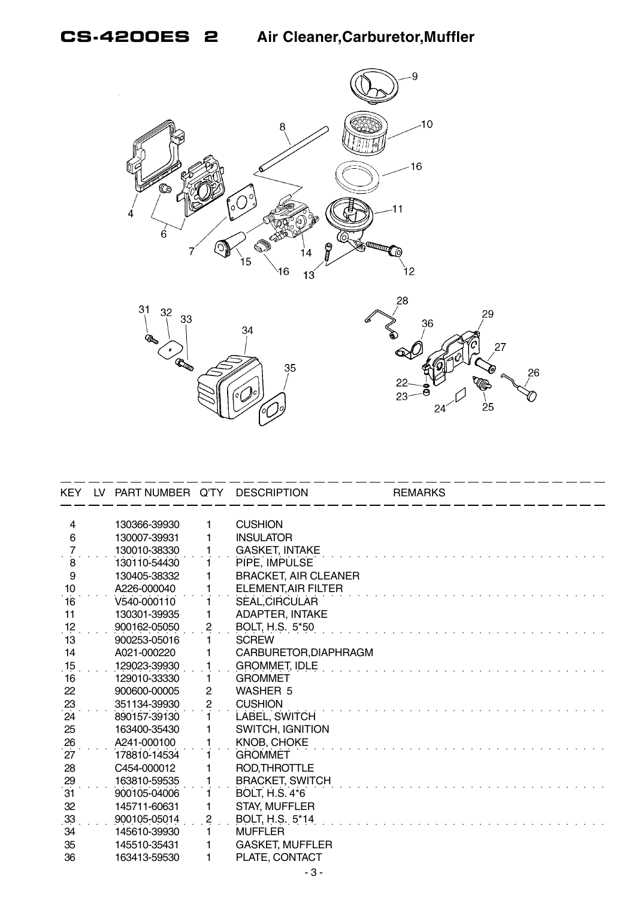# CS-4200ES 2 Air Cleaner,Carburetor,Muffler

| KEY | LV | PART NUMBER | Q'TY | DESCRIPTION | REMARKS |
|---|---|---|---|---|---|
| 4 | | 130366-39930 | 1 | CUSHION | |
| 6 | | 130007-39931 | 1 | INSULATOR | |
| 7 | | 130010-38330 | 1 | GASKET, INTAKE | |
| 8 | | 130110-54430 | 1 | PIPE, IMPULSE | |
| 9 | | 130405-38332 | 1 | BRACKET, AIR CLEANER | |
| 10 | | A226-000040 | 1 | ELEMENT,AIR FILTER | |
| 16 | | V540-000110 | 1 | SEAL,CIRCULAR | |
| 11 | | 130301-39935 | 1 | ADAPTER, INTAKE | |
| 12 | | 900162-05050 | 2 | BOLT, H.S. 5*50 | |
| 13 | | 900253-05016 | 1 | SCREW | |
| 14 | | A021-000220 | 1 | CARBURETOR,DIAPHRAGM | |
| 15 | | 129023-39930 | 1 | GROMMET, IDLE | |
| 16 | | 129010-33330 | 1 | GROMMET | |
| 22 | | 900600-00005 | 2 | WASHER 5 | |
| 23 | | 351134-39930 | 2 | CUSHION | |
| 24 | | 890157-39130 | 1 | LABEL, SWITCH | |
| 25 | | 163400-35430 | 1 | SWITCH, IGNITION | |
| 26 | | A241-000100 | 1 | KNOB, CHOKE | |
| 27 | | 178810-14534 | 1 | GROMMET | |
| 28 | | C454-000012 | 1 | ROD,THROTTLE | |
| 29 | | 163810-59535 | 1 | BRACKET, SWITCH | |
| 31 | | 900105-04006 | 1 | BOLT, H.S. 4*6 | |
| 32 | | 145711-60631 | 1 | STAY, MUFFLER | |
| 33 | | 900105-05014 | 2 | BOLT, H.S. 5*14 | |
| 34 | | 145610-39930 | 1 | MUFFLER | |
| 35 | | 145510-35431 | 1 | GASKET, MUFFLER | |
| 36 | | 163413-59530 | 1 | PLATE, CONTACT | |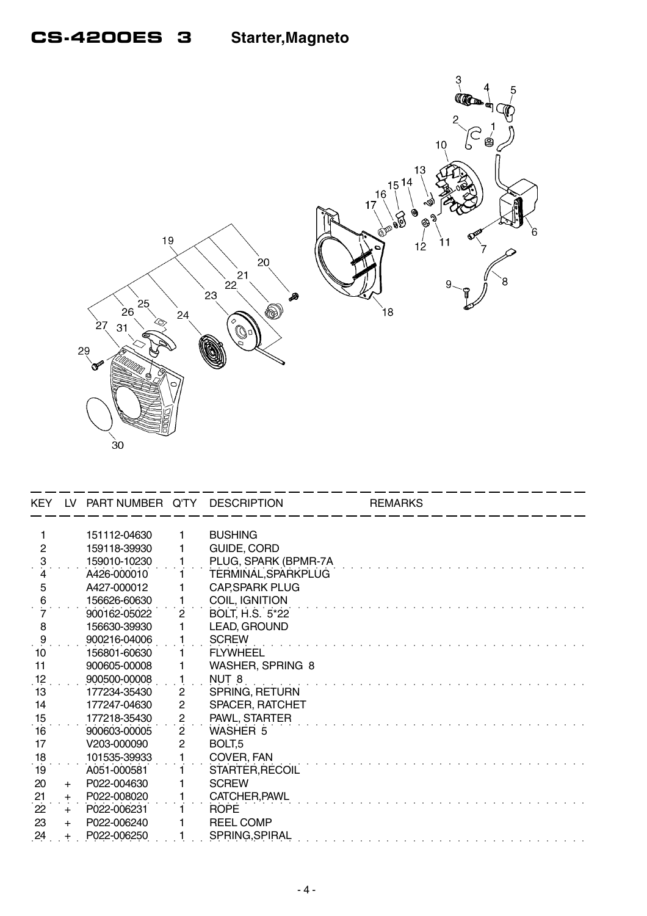# CS-4200ES 3 Starter,Magneto

| KEY | LV | PART NUMBER | Q'TY | DESCRIPTION | REMARKS |
|---|---|---|---|---|---|
| 1 | | 151112-04630 | 1 | BUSHING | |
| 2 | | 159118-39930 | 1 | GUIDE, CORD | |
| 3 | | 159010-10230 | 1 | PLUG, SPARK (BPMR-7A | |
| 4 | | A426-000010 | 1 | TERMINAL,SPARKPLUG | |
| 5 | | A427-000012 | 1 | CAP,SPARK PLUG | |
| 6 | | 156626-60630 | 1 | COIL, IGNITION | |
| 7 | | 900162-05022 | 2 | BOLT, H.S. 5*22 | |
| 8 | | 156630-39930 | 1 | LEAD, GROUND | |
| 9 | | 900216-04006 | 1 | SCREW | |
| 10 | | 156801-60630 | 1 | FLYWHEEL | |
| 11 | | 900605-00008 | 1 | WASHER, SPRING 8 | |
| 12 | | 900500-00008 | 1 | NUT 8 | |
| 13 | | 177234-35430 | 2 | SPRING, RETURN | |
| 14 | | 177247-04630 | 2 | SPACER, RATCHET | |
| 15 | | 177218-35430 | 2 | PAWL, STARTER | |
| 16 | | 900603-00005 | 2 | WASHER 5 | |
| 17 | | V203-000090 | 2 | BOLT,5 | |
| 18 | | 101535-39933 | 1 | COVER, FAN | |
| 19 | | A051-000581 | 1 | STARTER,RECOIL | |
| 20 | + | P022-004630 | 1 | SCREW | |
| 21 | + | P022-008020 | 1 | CATCHER,PAWL | |
| 22 | + | P022-006231 | 1 | ROPE | |
| 23 | + | P022-006240 | 1 | REEL COMP | |
| 24 | + | P022-006250 | 1 | SPRING,SPIRAL | |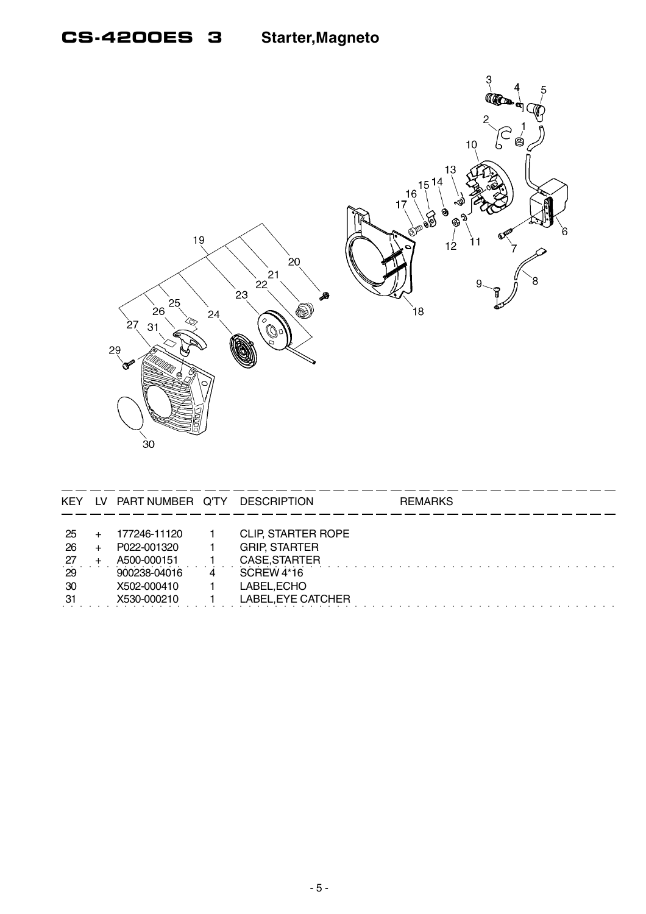# CS-4200ES 3 Starter,Magneto

| KEY | LV | PART NUMBER | Q'TY | DESCRIPTION | REMARKS |
|---|---|---|---|---|---|
| 25 | + | 177246-11120 | 1 | CLIP, STARTER ROPE | |
| 26 | + | P022-001320 | 1 | GRIP, STARTER | |
| 27 | + | A500-000151 | 1 | CASE,STARTER | |
| 29 | | 900238-04016 | 4 | SCREW 4*16 | |
| 30 | | X502-000410 | 1 | LABEL,ECHO | |
| 31 | | X530-000210 | 1 | LABEL,EYE CATCHER | |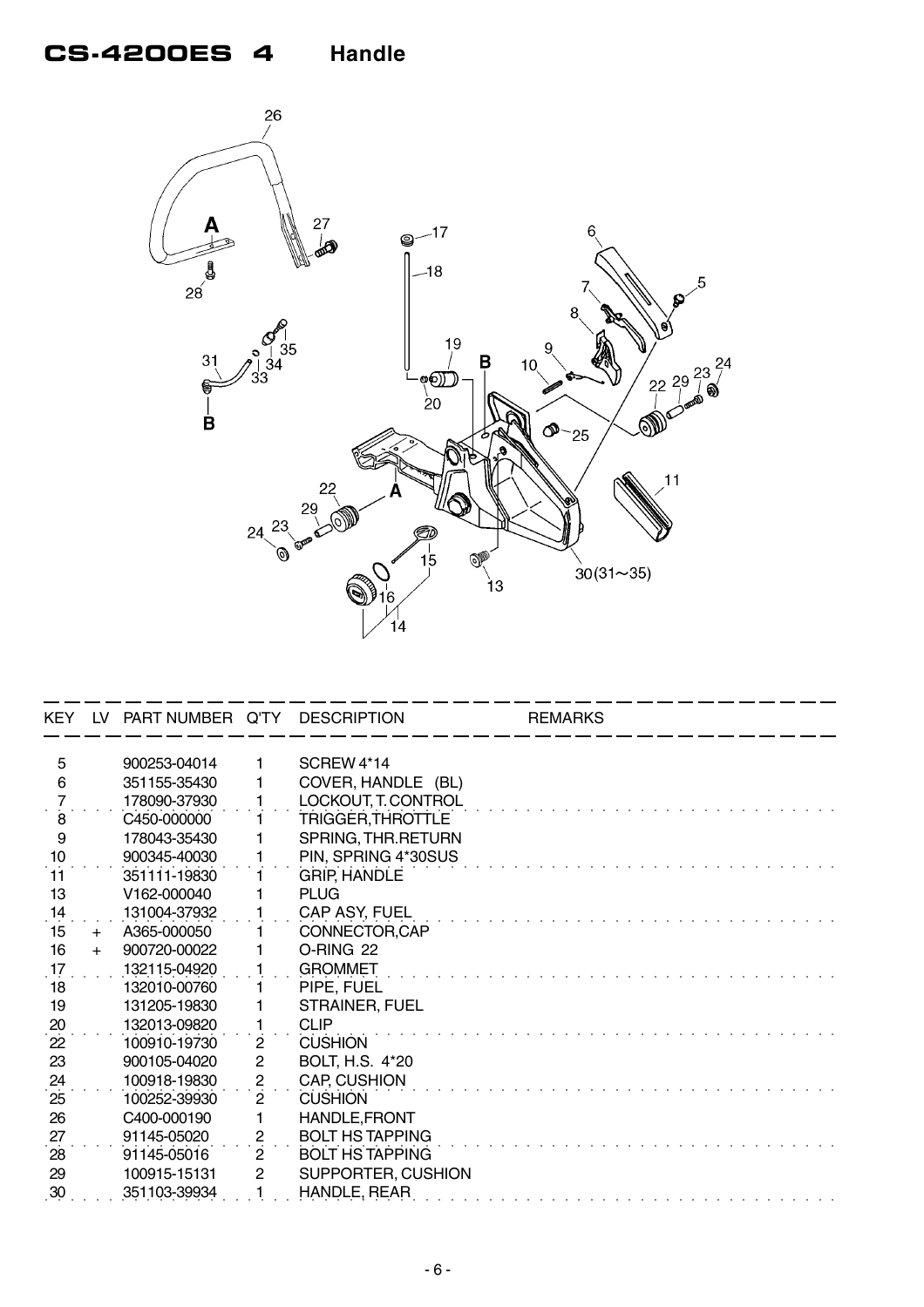# CS-4200ES 4 Handle

| KEY | LV | PART NUMBER | Q'TY | DESCRIPTION | REMARKS |
|---|---|---|---|---|---|
| 5 | | 900253-04014 | 1 | SCREW 4*14 | |
| 6 | | 351155-35430 | 1 | COVER, HANDLE (BL) | |
| 7 | | 178090-37930 | 1 | LOCKOUT, T. CONTROL | |
| 8 | | C450-000000 | 1 | TRIGGER,THROTTLE | |
| 9 | | 178043-35430 | 1 | SPRING, THR.RETURN | |
| 10 | | 900345-40030 | 1 | PIN, SPRING 4*30SUS | |
| 11 | | 351111-19830 | 1 | GRIP, HANDLE | |
| 13 | | V162-000040 | 1 | PLUG | |
| 14 | | 131004-37932 | 1 | CAP ASY, FUEL | |
| 15 | + | A365-000050 | 1 | CONNECTOR,CAP | |
| 16 | + | 900720-00022 | 1 | O-RING 22 | |
| 17 | | 132115-04920 | 1 | GROMMET | |
| 18 | | 132010-00760 | 1 | PIPE, FUEL | |
| 19 | | 131205-19830 | 1 | STRAINER, FUEL | |
| 20 | | 132013-09820 | 1 | CLIP | |
| 22 | | 100910-19730 | 2 | CUSHION | |
| 23 | | 900105-04020 | 2 | BOLT, H.S. 4*20 | |
| 24 | | 100918-19830 | 2 | CAP, CUSHION | |
| 25 | | 100252-39930 | 2 | CUSHION | |
| 26 | | C400-000190 | 1 | HANDLE,FRONT | |
| 27 | | 91145-05020 | 2 | BOLT HS TAPPING | |
| 28 | | 91145-05016 | 2 | BOLT HS TAPPING | |
| 29 | | 100915-15131 | 2 | SUPPORTER, CUSHION | |
| 30 | | 351103-39934 | 1 | HANDLE, REAR | |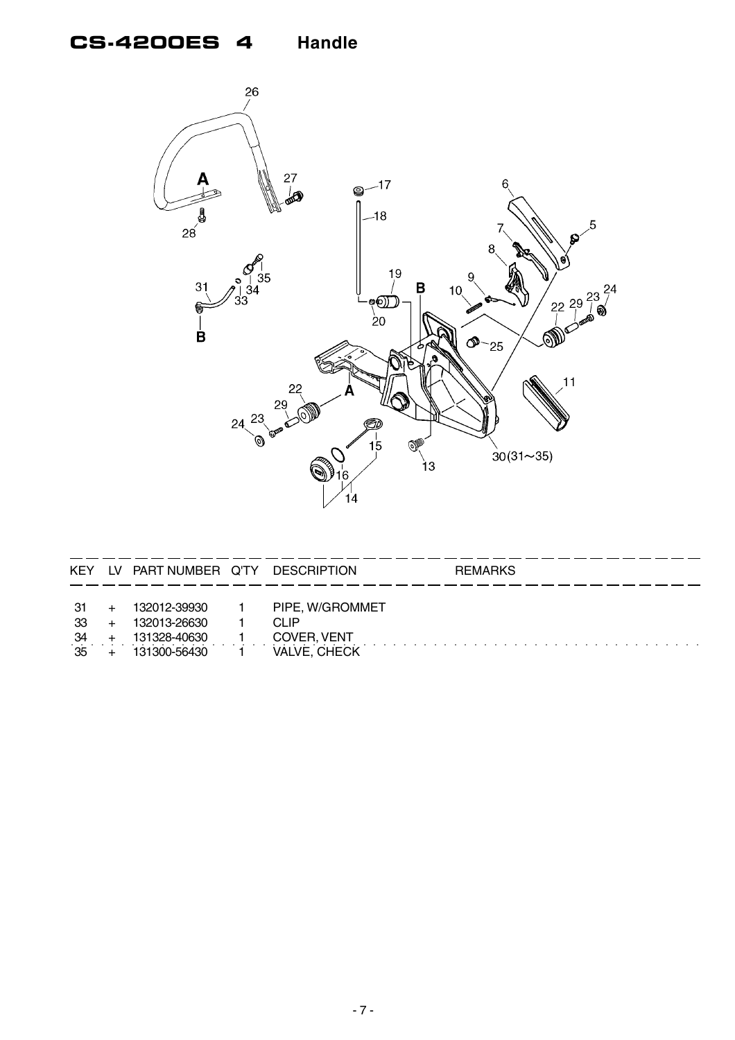# CS-4200ES 4 Handle

| KEY | LV | PART NUMBER | Q'TY | DESCRIPTION | REMARKS |
|---|---|---|---|---|---|
| 31 | + | 132012-39930 | 1 | PIPE, W/GROMMET | |
| 33 | + | 132013-26630 | 1 | CLIP | |
| 34 | + | 131328-40630 | 1 | COVER, VENT | |
| 35 | + | 131300-56430 | 1 | VALVE, CHECK | |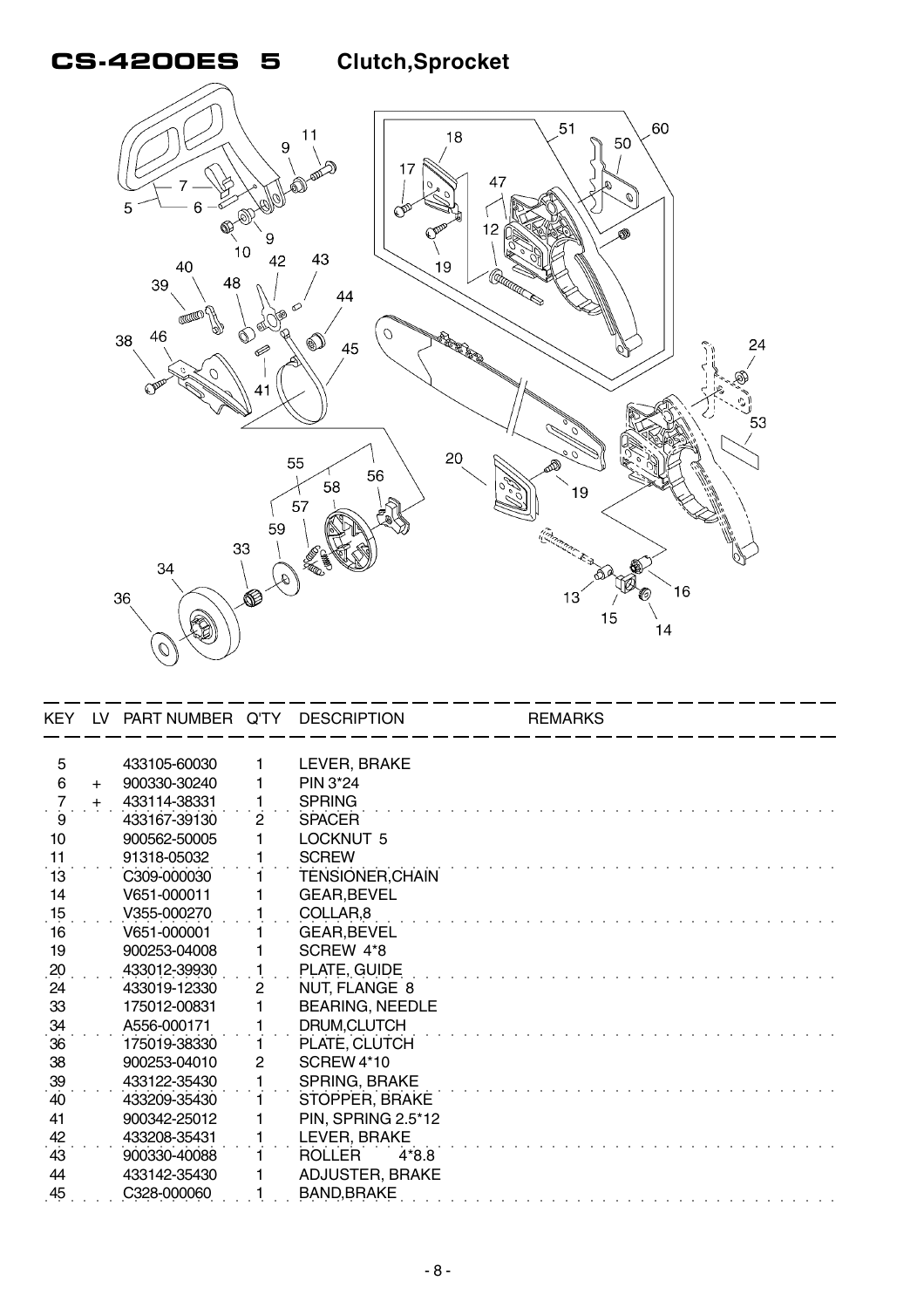# CS-4200ES 5 Clutch,Sprocket

| KEY | LV | PART NUMBER | Q'TY | DESCRIPTION | REMARKS |
|---|---|---|---|---|---|
| 5 | | 433105-60030 | 1 | LEVER, BRAKE | |
| 6 | + | 900330-30240 | 1 | PIN 3*24 | |
| 7 | + | 433114-38331 | 1 | SPRING | |
| 9 | | 433167-39130 | 2 | SPACER | |
| 10 | | 900562-50005 | 1 | LOCKNUT 5 | |
| 11 | | 91318-05032 | 1 | SCREW | |
| 13 | | C309-000030 | 1 | TENSIONER,CHAIN | |
| 14 | | V651-000011 | 1 | GEAR,BEVEL | |
| 15 | | V355-000270 | 1 | COLLAR,8 | |
| 16 | | V651-000001 | 1 | GEAR,BEVEL | |
| 19 | | 900253-04008 | 1 | SCREW 4*8 | |
| 20 | | 433012-39930 | 1 | PLATE, GUIDE | |
| 24 | | 433019-12330 | 2 | NUT, FLANGE 8 | |
| 33 | | 175012-00831 | 1 | BEARING, NEEDLE | |
| 34 | | A556-000171 | 1 | DRUM,CLUTCH | |
| 36 | | 175019-38330 | 1 | PLATE, CLUTCH | |
| 38 | | 900253-04010 | 2 | SCREW 4*10 | |
| 39 | | 433122-35430 | 1 | SPRING, BRAKE | |
| 40 | | 433209-35430 | 1 | STOPPER, BRAKE | |
| 41 | | 900342-25012 | 1 | PIN, SPRING 2.5*12 | |
| 42 | | 433208-35431 | 1 | LEVER, BRAKE | |
| 43 | | 900330-40088 | 1 | ROLLER 4*8.8 | |
| 44 | | 433142-35430 | 1 | ADJUSTER, BRAKE | |
| 45 | | C328-000060 | 1 | BAND,BRAKE | |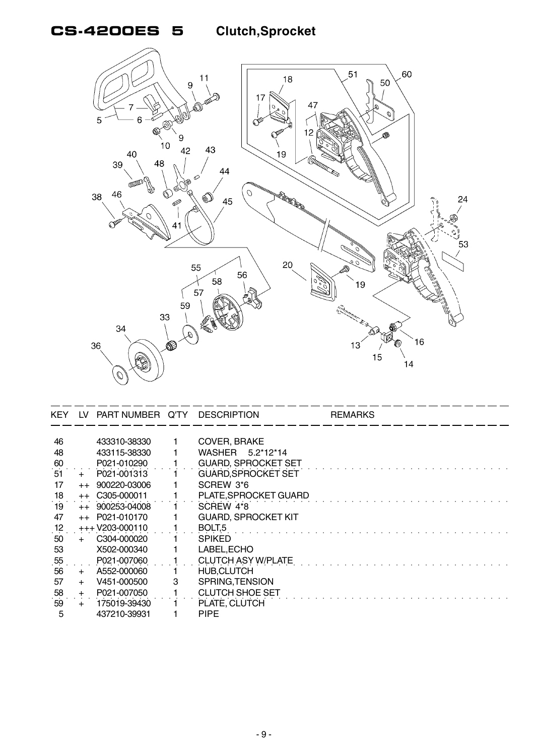# CS-4200ES 5 Clutch,Sprocket

| KEY | LV | PART NUMBER | Q'TY | DESCRIPTION | REMARKS |
|---|---|---|---|---|---|
| 46 | | 433310-38330 | 1 | COVER, BRAKE | |
| 48 | | 433115-38330 | 1 | WASHER 5.2*12*14 | |
| 60 | | P021-010290 | 1 | GUARD, SPROCKET SET | |
| 51 | + | P021-001313 | 1 | GUARD,SPROCKET SET | |
| 17 | ++ | 900220-03006 | 1 | SCREW 3*6 | |
| 18 | ++ | C305-000011 | 1 | PLATE,SPROCKET GUARD | |
| 19 | ++ | 900253-04008 | 1 | SCREW 4*8 | |
| 47 | ++ | P021-010170 | 1 | GUARD, SPROCKET KIT | |
| 12 | +++ | V203-000110 | 1 | BOLT,5 | |
| 50 | + | C304-000020 | 1 | SPIKED | |
| 53 | | X502-000340 | 1 | LABEL,ECHO | |
| 55 | | P021-007060 | 1 | CLUTCH ASY W/PLATE | |
| 56 | + | A552-000060 | 1 | HUB,CLUTCH | |
| 57 | + | V451-000500 | 3 | SPRING,TENSION | |
| 58 | + | P021-007050 | 1 | CLUTCH SHOE SET | |
| 59 | + | 175019-39430 | 1 | PLATE, CLUTCH | |
| 5 | | 437210-39931 | 1 | PIPE | |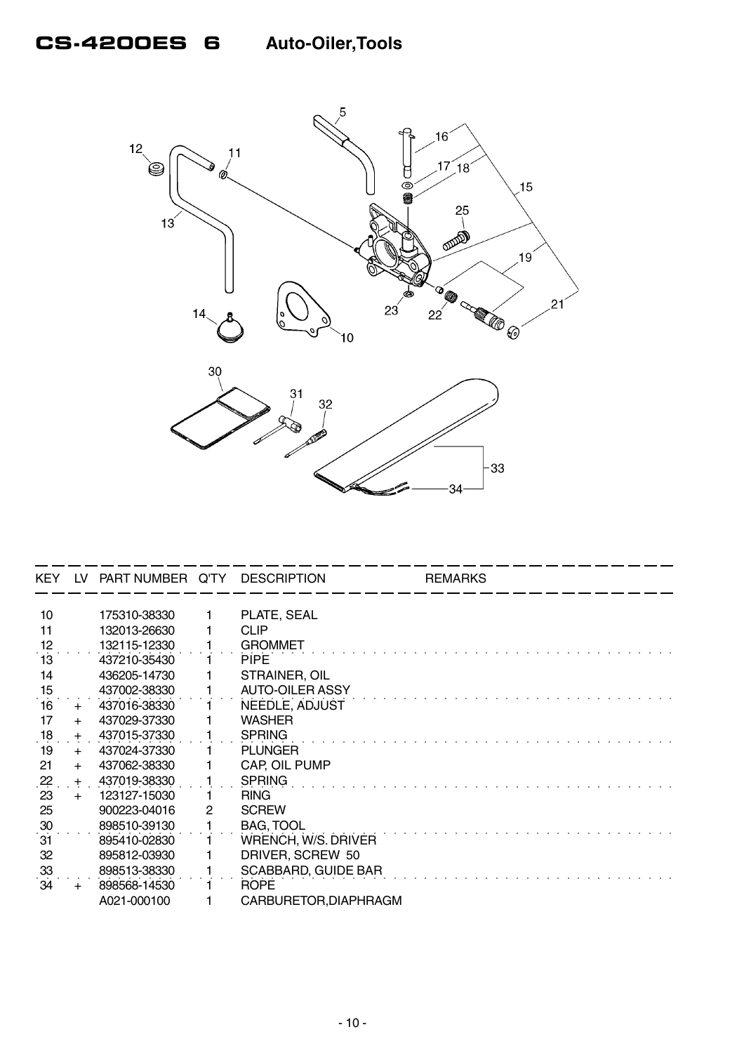# CS-4200ES 6 Auto-Oiler,Tools

| KEY | LV | PART NUMBER | Q'TY | DESCRIPTION | REMARKS |
|---|---|---|---|---|---|
| 10 | | 175310-38330 | 1 | PLATE, SEAL | |
| 11 | | 132013-26630 | 1 | CLIP | |
| 12 | | 132115-12330 | 1 | GROMMET | |
| 13 | | 437210-35430 | 1 | PIPE | |
| 14 | | 436205-14730 | 1 | STRAINER, OIL | |
| 15 | | 437002-38330 | 1 | AUTO-OILER ASSY | |
| 16 | + | 437016-38330 | 1 | NEEDLE, ADJUST | |
| 17 | + | 437029-37330 | 1 | WASHER | |
| 18 | + | 437015-37330 | 1 | SPRING | |
| 19 | + | 437024-37330 | 1 | PLUNGER | |
| 21 | + | 437062-38330 | 1 | CAP, OIL PUMP | |
| 22 | + | 437019-38330 | 1 | SPRING | |
| 23 | + | 123127-15030 | 1 | RING | |
| 25 | | 900223-04016 | 2 | SCREW | |
| 30 | | 898510-39130 | 1 | BAG, TOOL | |
| 31 | | 895410-02830 | 1 | WRENCH, W/S. DRIVER | |
| 32 | | 895812-03930 | 1 | DRIVER, SCREW 50 | |
| 33 | | 898513-38330 | 1 | SCABBARD, GUIDE BAR | |
| 34 | + | 898568-14530 | 1 | ROPE | |
| | | A021-000100 | 1 | CARBURETOR,DIAPHRAGM | |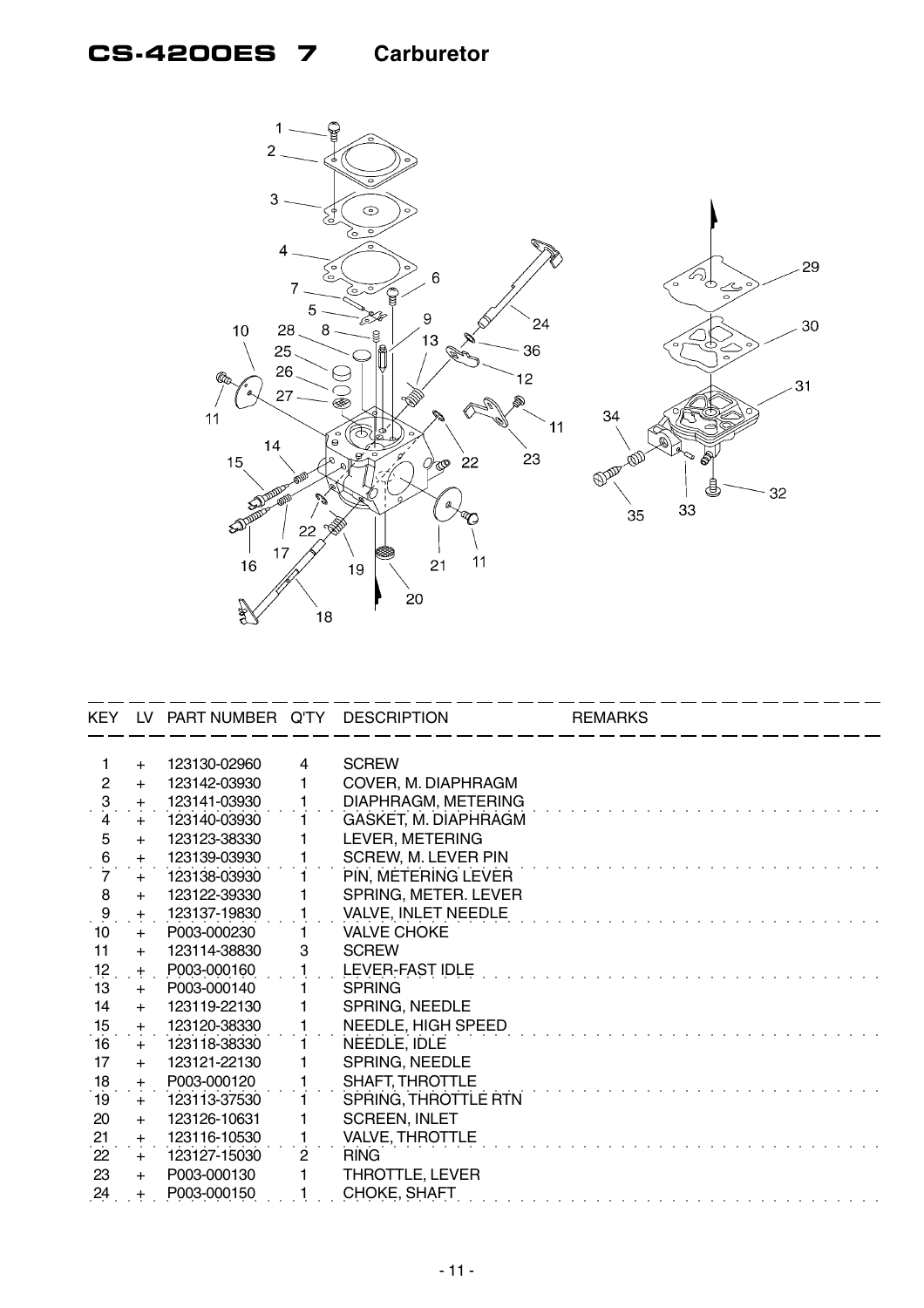# CS-4200ES 7 Carburetor

| KEY | LV | PART NUMBER | Q'TY | DESCRIPTION | REMARKS |
|---|---|---|---|---|---|
| 1 | + | 123130-02960 | 4 | SCREW | |
| 2 | + | 123142-03930 | 1 | COVER, M. DIAPHRAGM | |
| 3 | + | 123141-03930 | 1 | DIAPHRAGM, METERING | |
| 4 | + | 123140-03930 | 1 | GASKET, M. DIAPHRAGM | |
| 5 | + | 123123-38330 | 1 | LEVER, METERING | |
| 6 | + | 123139-03930 | 1 | SCREW, M. LEVER PIN | |
| 7 | + | 123138-03930 | 1 | PIN, METERING LEVER | |
| 8 | + | 123122-39330 | 1 | SPRING, METER. LEVER | |
| 9 | + | 123137-19830 | 1 | VALVE, INLET NEEDLE | |
| 10 | + | P003-000230 | 1 | VALVE CHOKE | |
| 11 | + | 123114-38830 | 3 | SCREW | |
| 12 | + | P003-000160 | 1 | LEVER-FAST IDLE | |
| 13 | + | P003-000140 | 1 | SPRING | |
| 14 | + | 123119-22130 | 1 | SPRING, NEEDLE | |
| 15 | + | 123120-38330 | 1 | NEEDLE, HIGH SPEED | |
| 16 | + | 123118-38330 | 1 | NEEDLE, IDLE | |
| 17 | + | 123121-22130 | 1 | SPRING, NEEDLE | |
| 18 | + | P003-000120 | 1 | SHAFT, THROTTLE | |
| 19 | + | 123113-37530 | 1 | SPRING, THROTTLE RTN | |
| 20 | + | 123126-10631 | 1 | SCREEN, INLET | |
| 21 | + | 123116-10530 | 1 | VALVE, THROTTLE | |
| 22 | + | 123127-15030 | 2 | RING | |
| 23 | + | P003-000130 | 1 | THROTTLE, LEVER | |
| 24 | + | P003-000150 | 1 | CHOKE, SHAFT | |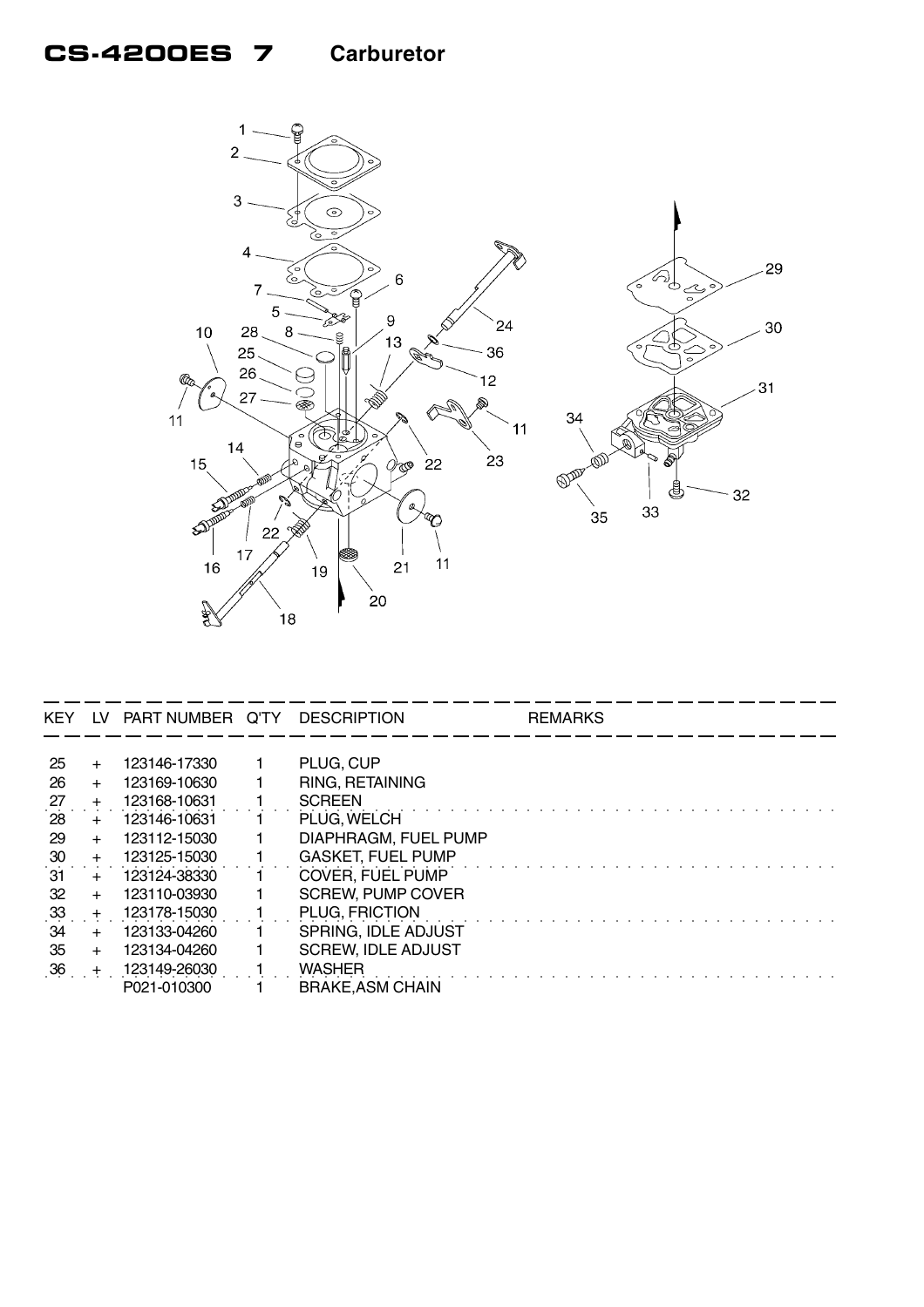# CS-4200ES 7 Carburetor

| KEY | LV | PART NUMBER | Q'TY | DESCRIPTION | REMARKS |
|---|---|---|---|---|---|
| 25 | + | 123146-17330 | 1 | PLUG, CUP | |
| 26 | + | 123169-10630 | 1 | RING, RETAINING | |
| 27 | + | 123168-10631 | 1 | SCREEN | |
| 28 | + | 123146-10631 | 1 | PLUG, WELCH | |
| 29 | + | 123112-15030 | 1 | DIAPHRAGM, FUEL PUMP | |
| 30 | + | 123125-15030 | 1 | GASKET, FUEL PUMP | |
| 31 | + | 123124-38330 | 1 | COVER, FUEL PUMP | |
| 32 | + | 123110-03930 | 1 | SCREW, PUMP COVER | |
| 33 | + | 123178-15030 | 1 | PLUG, FRICTION | |
| 34 | + | 123133-04260 | 1 | SPRING, IDLE ADJUST | |
| 35 | + | 123134-04260 | 1 | SCREW, IDLE ADJUST | |
| 36 | + | 123149-26030 | 1 | WASHER | |
| | | P021-010300 | 1 | BRAKE,ASM CHAIN | |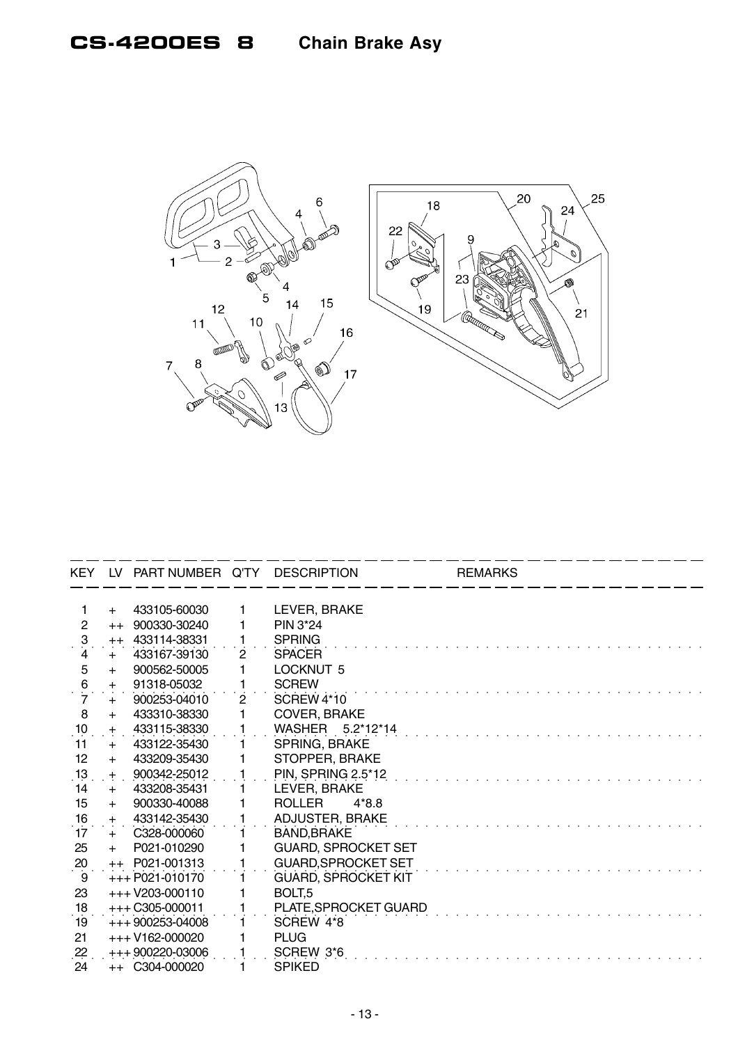# CS-4200ES 8 Chain Brake Asy

| KEY | LV | PART NUMBER | Q'TY | DESCRIPTION | REMARKS |
|---|---|---|---|---|---|
| 1 | + | 433105-60030 | 1 | LEVER, BRAKE | |
| 2 | ++ | 900330-30240 | 1 | PIN 3*24 | |
| 3 | ++ | 433114-38331 | 1 | SPRING | |
| 4 | + | 433167-39130 | 2 | SPACER | |
| 5 | + | 900562-50005 | 1 | LOCKNUT 5 | |
| 6 | + | 91318-05032 | 1 | SCREW | |
| 7 | + | 900253-04010 | 2 | SCREW 4*10 | |
| 8 | + | 433310-38330 | 1 | COVER, BRAKE | |
| 10 | + | 433115-38330 | 1 | WASHER 5.2*12*14 | |
| 11 | + | 433122-35430 | 1 | SPRING, BRAKE | |
| 12 | + | 433209-35430 | 1 | STOPPER, BRAKE | |
| 13 | + | 900342-25012 | 1 | PIN, SPRING 2.5*12 | |
| 14 | + | 433208-35431 | 1 | LEVER, BRAKE | |
| 15 | + | 900330-40088 | 1 | ROLLER 4*8.8 | |
| 16 | + | 433142-35430 | 1 | ADJUSTER, BRAKE | |
| 17 | + | C328-000060 | 1 | BAND,BRAKE | |
| 25 | + | P021-010290 | 1 | GUARD, SPROCKET SET | |
| 20 | ++ | P021-001313 | 1 | GUARD,SPROCKET SET | |
| 9 | +++ | P021-010170 | 1 | GUARD, SPROCKET KIT | |
| 23 | +++ | V203-000110 | 1 | BOLT,5 | |
| 18 | +++ | C305-000011 | 1 | PLATE,SPROCKET GUARD | |
| 19 | +++ | 900253-04008 | 1 | SCREW 4*8 | |
| 21 | +++ | V162-000020 | 1 | PLUG | |
| 22 | +++ | 900220-03006 | 1 | SCREW 3*6 | |
| 24 | ++ | C304-000020 | 1 | SPIKED | |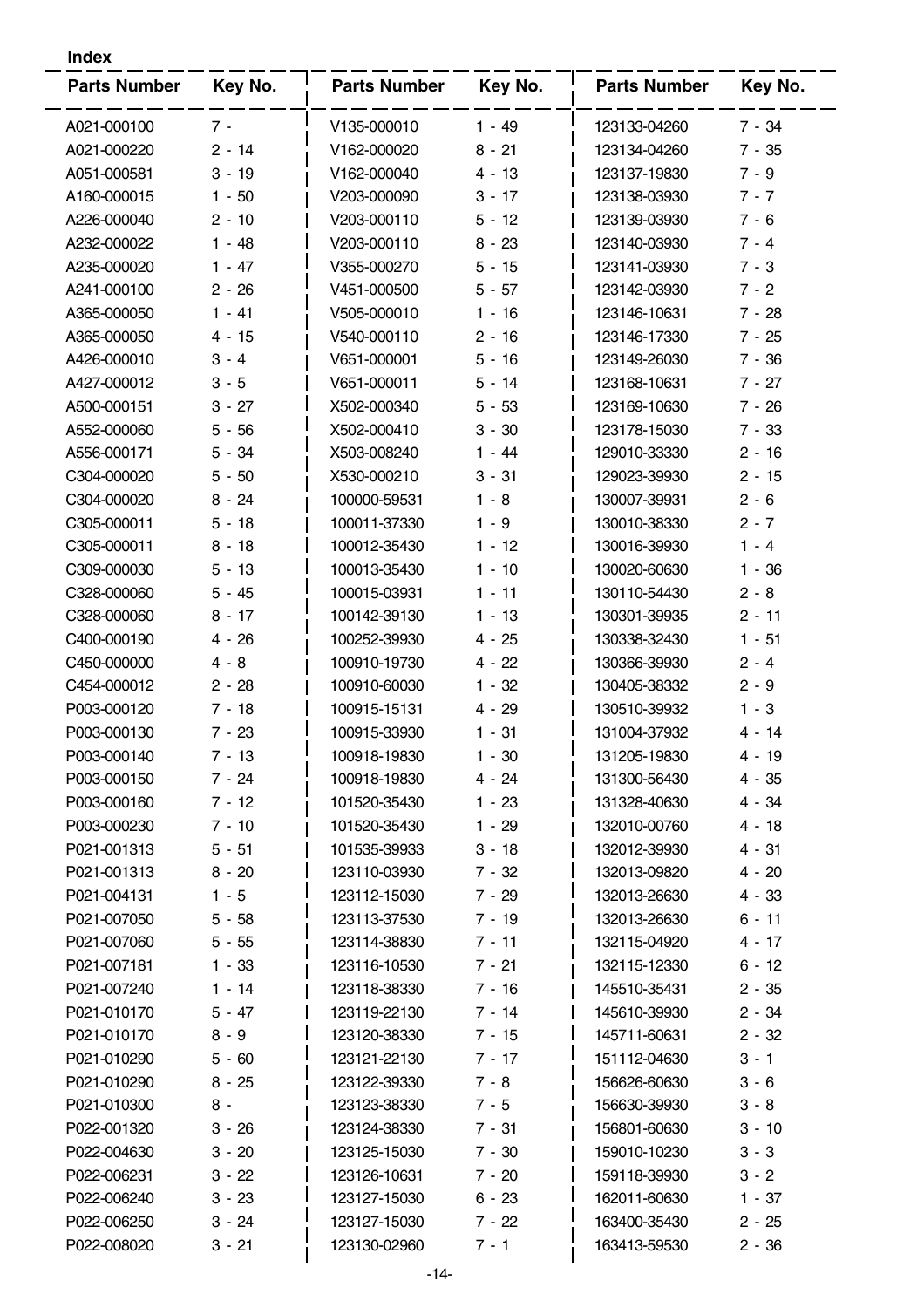**Index**

| Parts Number | Key No. | Parts Number | Key No. | Parts Number | Key No. |
|---|---|---|---|---|---|
| A021-000100 | 7 - | V135-000010 | 1 - 49 | 123133-04260 | 7 - 34 |
| A021-000220 | 2 - 14 | V162-000020 | 8 - 21 | 123134-04260 | 7 - 35 |
| A051-000581 | 3 - 19 | V162-000040 | 4 - 13 | 123137-19830 | 7 - 9 |
| A160-000015 | 1 - 50 | V203-000090 | 3 - 17 | 123138-03930 | 7 - 7 |
| A226-000040 | 2 - 10 | V203-000110 | 5 - 12 | 123139-03930 | 7 - 6 |
| A232-000022 | 1 - 48 | V203-000110 | 8 - 23 | 123140-03930 | 7 - 4 |
| A235-000020 | 1 - 47 | V355-000270 | 5 - 15 | 123141-03930 | 7 - 3 |
| A241-000100 | 2 - 26 | V451-000500 | 5 - 57 | 123142-03930 | 7 - 2 |
| A365-000050 | 1 - 41 | V505-000010 | 1 - 16 | 123146-10631 | 7 - 28 |
| A365-000050 | 4 - 15 | V540-000110 | 2 - 16 | 123146-17330 | 7 - 25 |
| A426-000010 | 3 - 4 | V651-000001 | 5 - 16 | 123149-26030 | 7 - 36 |
| A427-000012 | 3 - 5 | V651-000011 | 5 - 14 | 123168-10631 | 7 - 27 |
| A500-000151 | 3 - 27 | X502-000340 | 5 - 53 | 123169-10630 | 7 - 26 |
| A552-000060 | 5 - 56 | X502-000410 | 3 - 30 | 123178-15030 | 7 - 33 |
| A556-000171 | 5 - 34 | X503-008240 | 1 - 44 | 129010-33330 | 2 - 16 |
| C304-000020 | 5 - 50 | X530-000210 | 3 - 31 | 129023-39930 | 2 - 15 |
| C304-000020 | 8 - 24 | 100000-59531 | 1 - 8 | 130007-39931 | 2 - 6 |
| C305-000011 | 5 - 18 | 100011-37330 | 1 - 9 | 130010-38330 | 2 - 7 |
| C305-000011 | 8 - 18 | 100012-35430 | 1 - 12 | 130016-39930 | 1 - 4 |
| C309-000030 | 5 - 13 | 100013-35430 | 1 - 10 | 130020-60630 | 1 - 36 |
| C328-000060 | 5 - 45 | 100015-03931 | 1 - 11 | 130110-54430 | 2 - 8 |
| C328-000060 | 8 - 17 | 100142-39130 | 1 - 13 | 130301-39935 | 2 - 11 |
| C400-000190 | 4 - 26 | 100252-39930 | 4 - 25 | 130338-32430 | 1 - 51 |
| C450-000000 | 4 - 8 | 100910-19730 | 4 - 22 | 130366-39930 | 2 - 4 |
| C454-000012 | 2 - 28 | 100910-60030 | 1 - 32 | 130405-38332 | 2 - 9 |
| P003-000120 | 7 - 18 | 100915-15131 | 4 - 29 | 130510-39932 | 1 - 3 |
| P003-000130 | 7 - 23 | 100915-33930 | 1 - 31 | 131004-37932 | 4 - 14 |
| P003-000140 | 7 - 13 | 100918-19830 | 1 - 30 | 131205-19830 | 4 - 19 |
| P003-000150 | 7 - 24 | 100918-19830 | 4 - 24 | 131300-56430 | 4 - 35 |
| P003-000160 | 7 - 12 | 101520-35430 | 1 - 23 | 131328-40630 | 4 - 34 |
| P003-000230 | 7 - 10 | 101520-35430 | 1 - 29 | 132010-00760 | 4 - 18 |
| P021-001313 | 5 - 51 | 101535-39933 | 3 - 18 | 132012-39930 | 4 - 31 |
| P021-001313 | 8 - 20 | 123110-03930 | 7 - 32 | 132013-09820 | 4 - 20 |
| P021-004131 | 1 - 5 | 123112-15030 | 7 - 29 | 132013-26630 | 4 - 33 |
| P021-007050 | 5 - 58 | 123113-37530 | 7 - 19 | 132013-26630 | 6 - 11 |
| P021-007060 | 5 - 55 | 123114-38830 | 7 - 11 | 132115-04920 | 4 - 17 |
| P021-007181 | 1 - 33 | 123116-10530 | 7 - 21 | 132115-12330 | 6 - 12 |
| P021-007240 | 1 - 14 | 123118-38330 | 7 - 16 | 145510-35431 | 2 - 35 |
| P021-010170 | 5 - 47 | 123119-22130 | 7 - 14 | 145610-39930 | 2 - 34 |
| P021-010170 | 8 - 9 | 123120-38330 | 7 - 15 | 145711-60631 | 2 - 32 |
| P021-010290 | 5 - 60 | 123121-22130 | 7 - 17 | 151112-04630 | 3 - 1 |
| P021-010290 | 8 - 25 | 123122-39330 | 7 - 8 | 156626-60630 | 3 - 6 |
| P021-010300 | 8 - | 123123-38330 | 7 - 5 | 156630-39930 | 3 - 8 |
| P022-001320 | 3 - 26 | 123124-38330 | 7 - 31 | 156801-60630 | 3 - 10 |
| P022-004630 | 3 - 20 | 123125-15030 | 7 - 30 | 159010-10230 | 3 - 3 |
| P022-006231 | 3 - 22 | 123126-10631 | 7 - 20 | 159118-39930 | 3 - 2 |
| P022-006240 | 3 - 23 | 123127-15030 | 6 - 23 | 162011-60630 | 1 - 37 |
| P022-006250 | 3 - 24 | 123127-15030 | 7 - 22 | 163400-35430 | 2 - 25 |
| P022-008020 | 3 - 21 | 123130-02960 | 7 - 1 | 163413-59530 | 2 - 36 |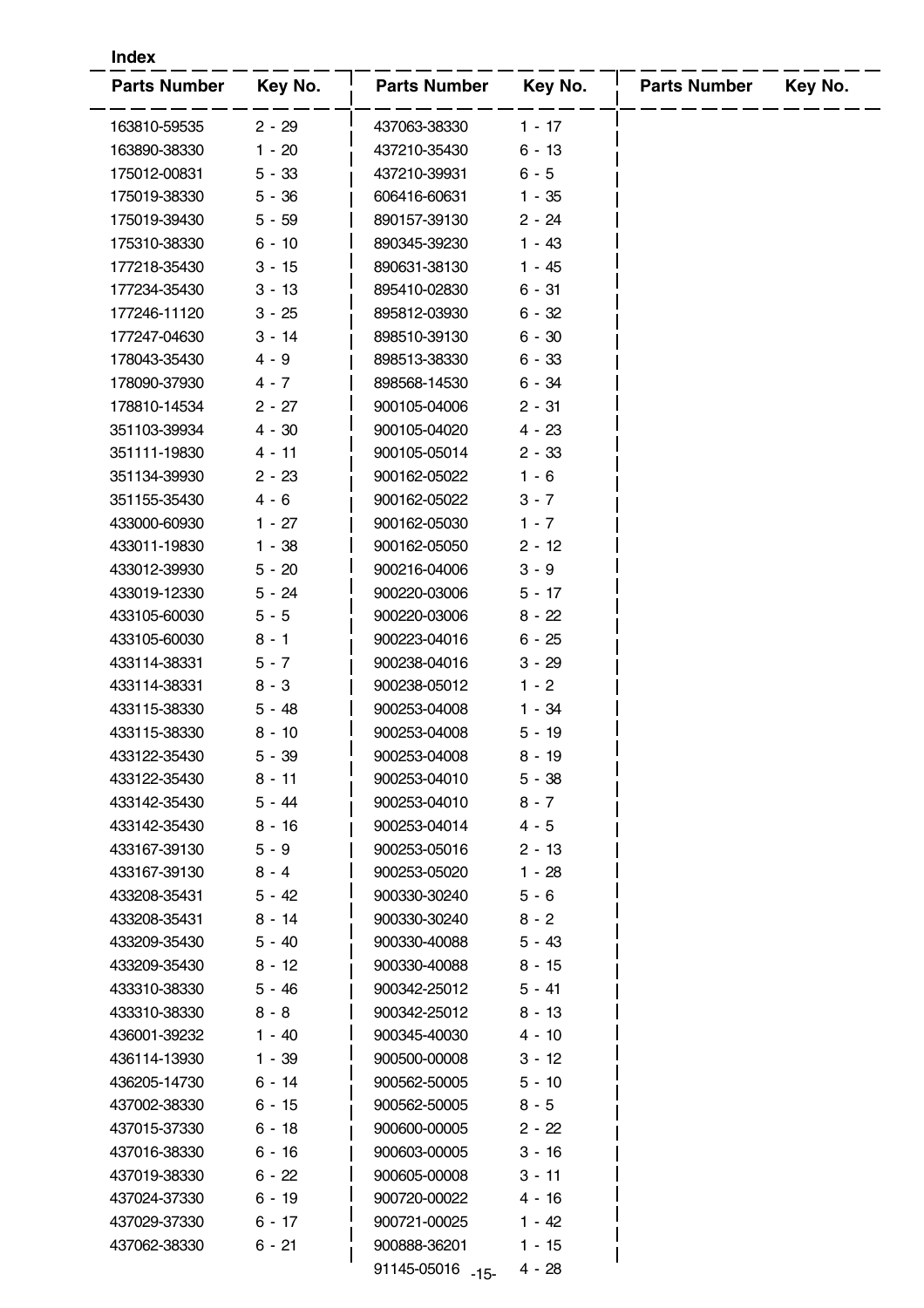**Index**

| Parts Number | Key No. | Parts Number | Key No. | Parts Number | Key No. |
|---|---|---|---|---|---|
| 163810-59535 | 2 - 29 | 437063-38330 | 1 - 17 | | |
| 163890-38330 | 1 - 20 | 437210-35430 | 6 - 13 | | |
| 175012-00831 | 5 - 33 | 437210-39931 | 6 - 5 | | |
| 175019-38330 | 5 - 36 | 606416-60631 | 1 - 35 | | |
| 175019-39430 | 5 - 59 | 890157-39130 | 2 - 24 | | |
| 175310-38330 | 6 - 10 | 890345-39230 | 1 - 43 | | |
| 177218-35430 | 3 - 15 | 890631-38130 | 1 - 45 | | |
| 177234-35430 | 3 - 13 | 895410-02830 | 6 - 31 | | |
| 177246-11120 | 3 - 25 | 895812-03930 | 6 - 32 | | |
| 177247-04630 | 3 - 14 | 898510-39130 | 6 - 30 | | |
| 178043-35430 | 4 - 9 | 898513-38330 | 6 - 33 | | |
| 178090-37930 | 4 - 7 | 898568-14530 | 6 - 34 | | |
| 178810-14534 | 2 - 27 | 900105-04006 | 2 - 31 | | |
| 351103-39934 | 4 - 30 | 900105-04020 | 4 - 23 | | |
| 351111-19830 | 4 - 11 | 900105-05014 | 2 - 33 | | |
| 351134-39930 | 2 - 23 | 900162-05022 | 1 - 6 | | |
| 351155-35430 | 4 - 6 | 900162-05022 | 3 - 7 | | |
| 433000-60930 | 1 - 27 | 900162-05030 | 1 - 7 | | |
| 433011-19830 | 1 - 38 | 900162-05050 | 2 - 12 | | |
| 433012-39930 | 5 - 20 | 900216-04006 | 3 - 9 | | |
| 433019-12330 | 5 - 24 | 900220-03006 | 5 - 17 | | |
| 433105-60030 | 5 - 5 | 900220-03006 | 8 - 22 | | |
| 433105-60030 | 8 - 1 | 900223-04016 | 6 - 25 | | |
| 433114-38331 | 5 - 7 | 900238-04016 | 3 - 29 | | |
| 433114-38331 | 8 - 3 | 900238-05012 | 1 - 2 | | |
| 433115-38330 | 5 - 48 | 900253-04008 | 1 - 34 | | |
| 433115-38330 | 8 - 10 | 900253-04008 | 5 - 19 | | |
| 433122-35430 | 5 - 39 | 900253-04008 | 8 - 19 | | |
| 433122-35430 | 8 - 11 | 900253-04010 | 5 - 38 | | |
| 433142-35430 | 5 - 44 | 900253-04010 | 8 - 7 | | |
| 433142-35430 | 8 - 16 | 900253-04014 | 4 - 5 | | |
| 433167-39130 | 5 - 9 | 900253-05016 | 2 - 13 | | |
| 433167-39130 | 8 - 4 | 900253-05020 | 1 - 28 | | |
| 433208-35431 | 5 - 42 | 900330-30240 | 5 - 6 | | |
| 433208-35431 | 8 - 14 | 900330-30240 | 8 - 2 | | |
| 433209-35430 | 5 - 40 | 900330-40088 | 5 - 43 | | |
| 433209-35430 | 8 - 12 | 900330-40088 | 8 - 15 | | |
| 433310-38330 | 5 - 46 | 900342-25012 | 5 - 41 | | |
| 433310-38330 | 8 - 8 | 900342-25012 | 8 - 13 | | |
| 436001-39232 | 1 - 40 | 900345-40030 | 4 - 10 | | |
| 436114-13930 | 1 - 39 | 900500-00008 | 3 - 12 | | |
| 436205-14730 | 6 - 14 | 900562-50005 | 5 - 10 | | |
| 437002-38330 | 6 - 15 | 900562-50005 | 8 - 5 | | |
| 437015-37330 | 6 - 18 | 900600-00005 | 2 - 22 | | |
| 437016-38330 | 6 - 16 | 900603-00005 | 3 - 16 | | |
| 437019-38330 | 6 - 22 | 900605-00008 | 3 - 11 | | |
| 437024-37330 | 6 - 19 | 900720-00022 | 4 - 16 | | |
| 437029-37330 | 6 - 17 | 900721-00025 | 1 - 42 | | |
| 437062-38330 | 6 - 21 | 900888-36201 | 1 - 15 | | |
| | | 91145-05016 | 4 - 28 | | |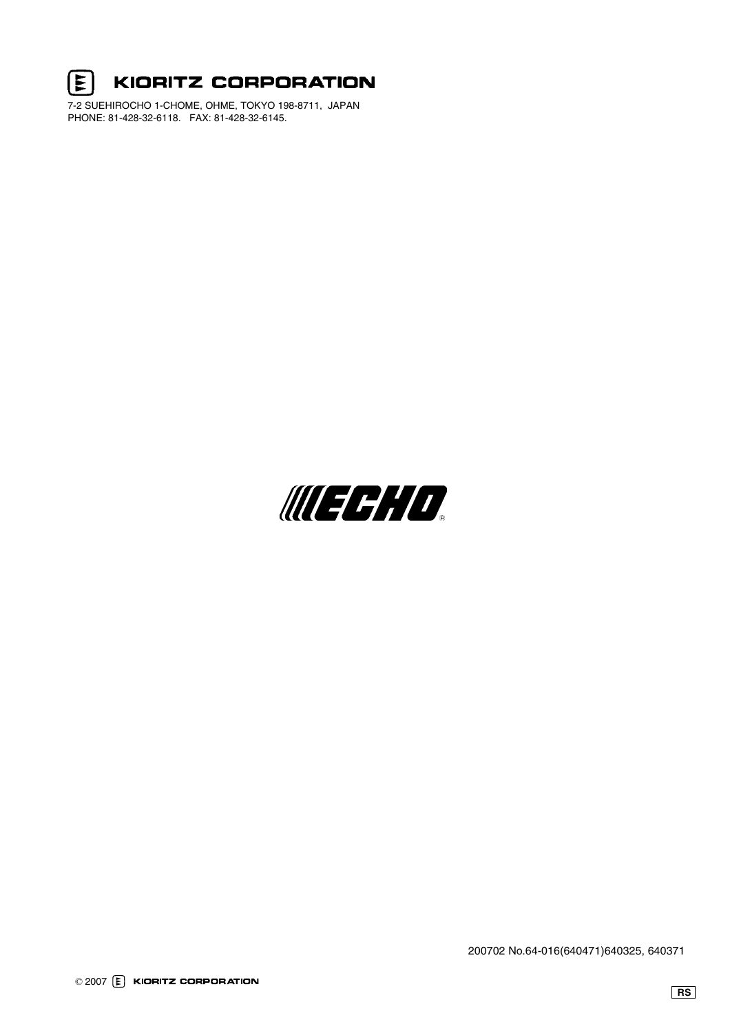**KIORITZ CORPORATION**

7-2 SUEHIROCHO 1-CHOME, OHME, TOKYO 198-8711, JAPAN
PHONE: 81-428-32-6118. FAX: 81-428-32-6145.

ECHO®

200702 No.64-016(640471)640325, 640371

© 2007 KIORITZ CORPORATION

RS